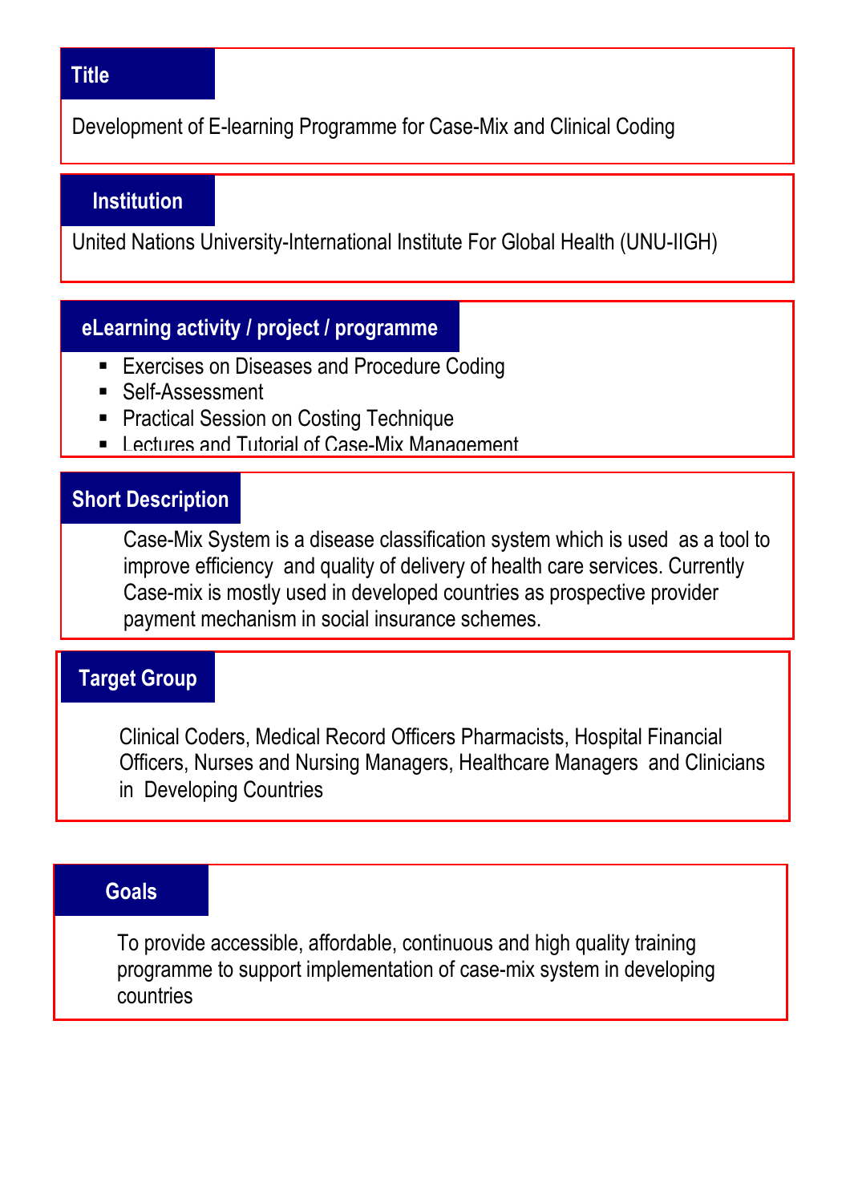## Title

Development of E-learning Programme for Case-Mix and Clinical Coding

## Institution

United Nations University-International Institute For Global Health (UNU-IIGH)

## eLearning activity / project / programme

- Exercises on Diseases and Procedure Coding
- Self-Assessment
- Practical Session on Costing Technique
- Lectures and Tutorial of Case-Mix Management

## Short Description

Case-Mix System is a disease classification system which is used as a tool to improve efficiency and quality of delivery of health care services. Currently Case-mix is mostly used in developed countries as prospective provider payment mechanism in social insurance schemes.

## Target Group

Clinical Coders, Medical Record Officers Pharmacists, Hospital Financial Officers, Nurses and Nursing Managers, Healthcare Managers and Clinicians in Developing Countries

## Goals

To provide accessible, affordable, continuous and high quality training programme to support implementation of case-mix system in developing countries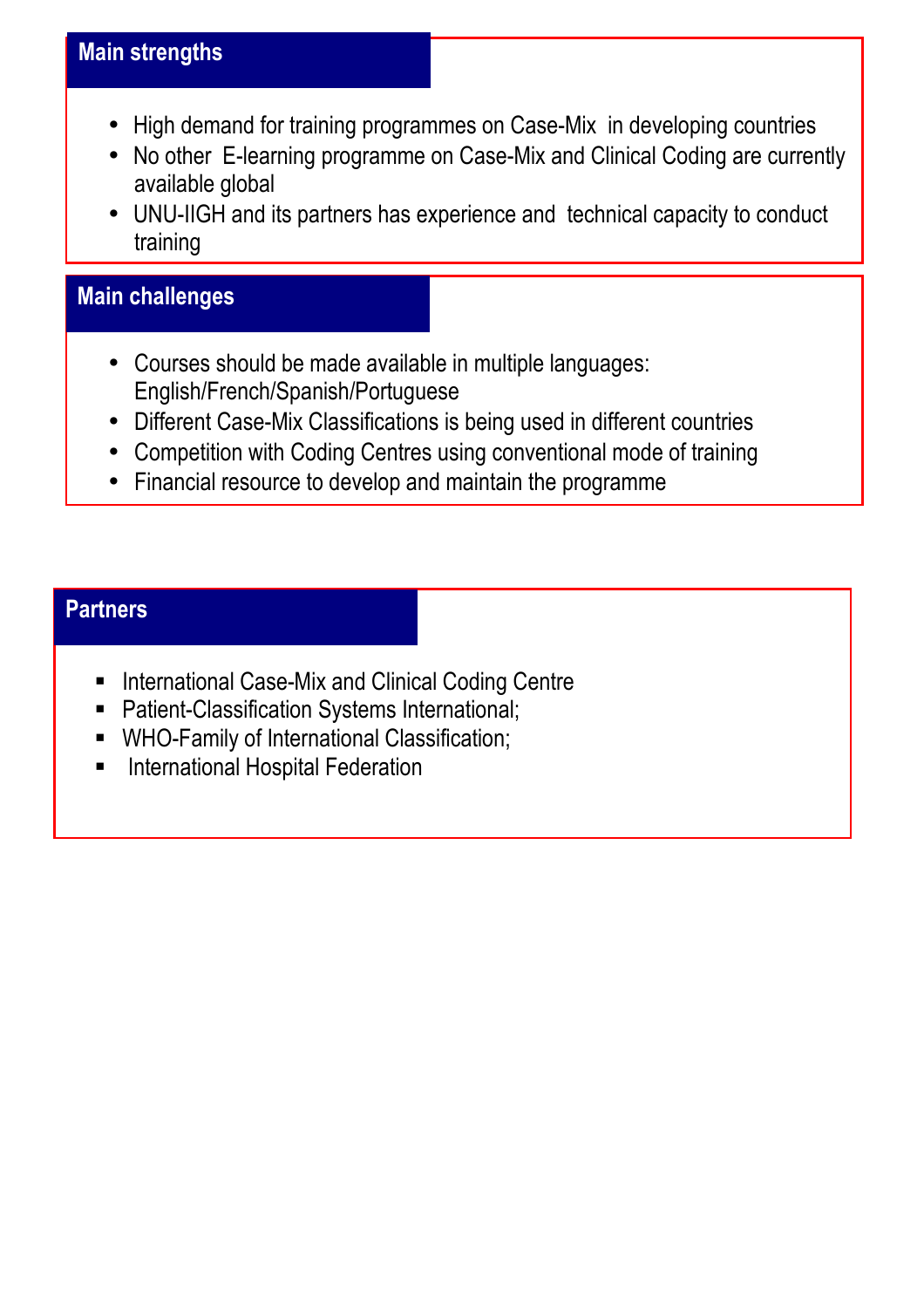## Main strengths

- High demand for training programmes on Case-Mix in developing countries
- No other E-learning programme on Case-Mix and Clinical Coding are currently available global
- UNU-IIGH and its partners has experience and technical capacity to conduct training

## Main challenges

- Courses should be made available in multiple languages: English/French/Spanish/Portuguese
- Different Case-Mix Classifications is being used in different countries
- Competition with Coding Centres using conventional mode of training
- Financial resource to develop and maintain the programme

## Partners

- International Case-Mix and Clinical Coding Centre
- Patient-Classification Systems International;
- WHO-Family of International Classification;
- International Hospital Federation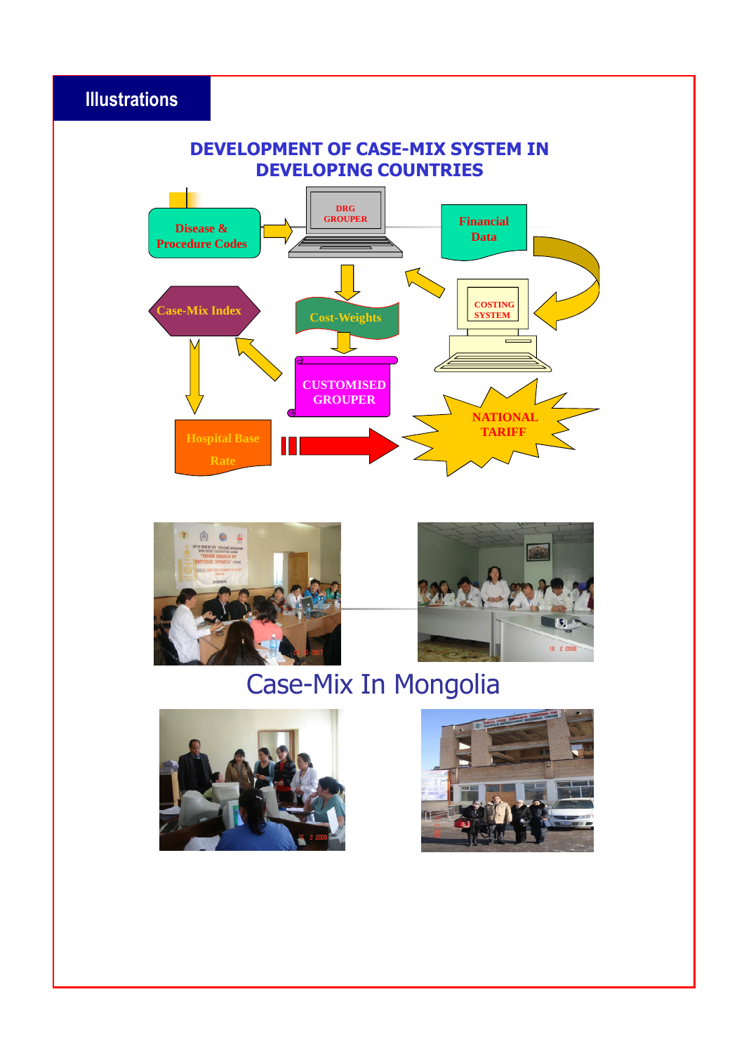## Illustrations

### DEVELOPMENT OF CASE-MIX SYSTEM IN DEVELOPING COUNTRIES

Disease & Procedure Codes

DRG GROUPER

Financial Data

COSTING SYSTEM

Case-Mix Index

Cost-Weights

CUSTOMISED GROUPER

Hospital Base Rate

NATIONAL TARIFF

Case-Mix In Mongolia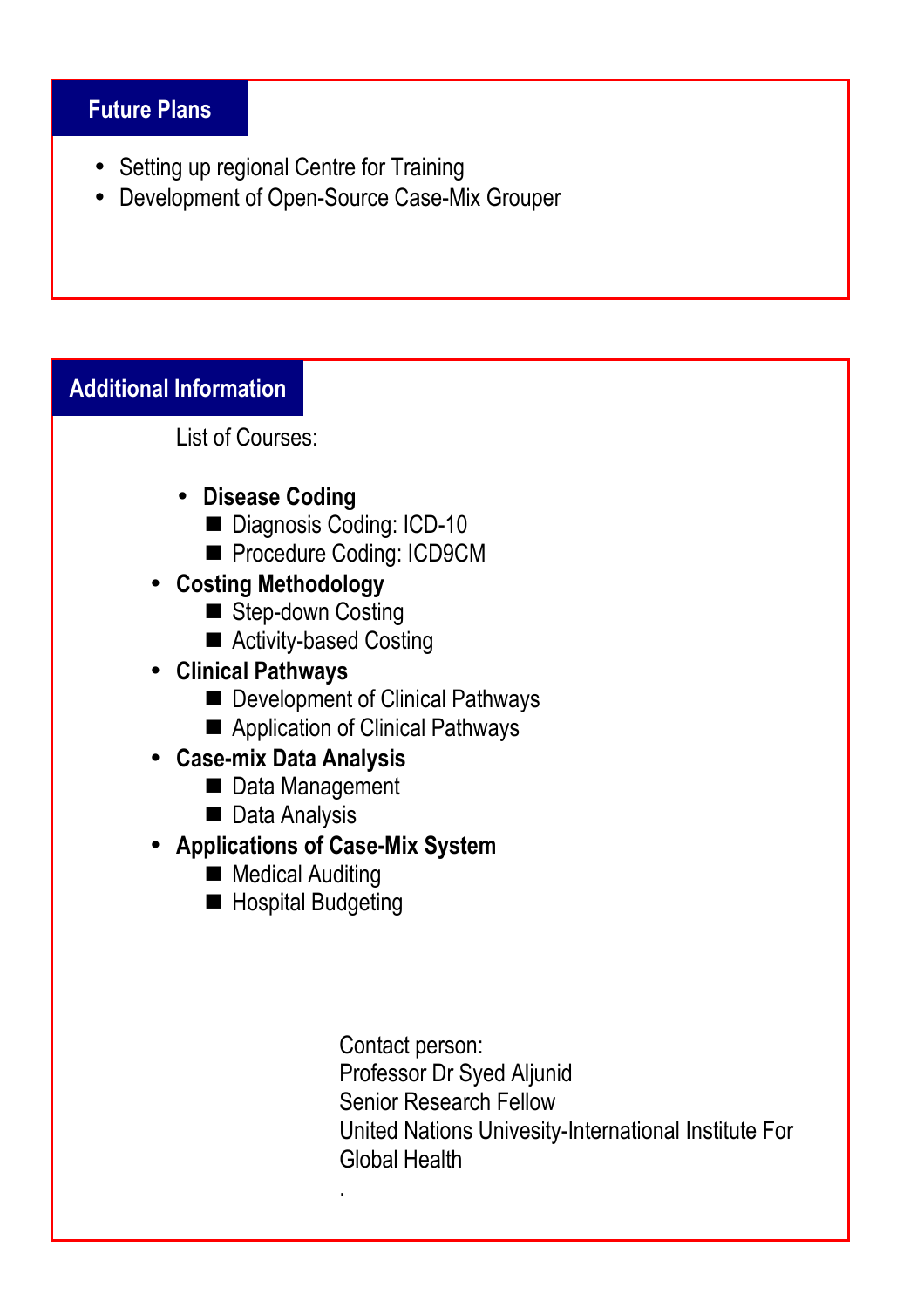## Future Plans

- Setting up regional Centre for Training
- Development of Open-Source Case-Mix Grouper

## Additional Information

List of Courses:

- **Disease Coding**
  - Diagnosis Coding: ICD-10
  - Procedure Coding: ICD9CM
- **Costing Methodology**
  - Step-down Costing
  - Activity-based Costing
- **Clinical Pathways**
  - Development of Clinical Pathways
  - Application of Clinical Pathways
- **Case-mix Data Analysis**
  - Data Management
  - Data Analysis
- **Applications of Case-Mix System**
  - Medical Auditing
  - Hospital Budgeting

Contact person:
Professor Dr Syed Aljunid
Senior Research Fellow
United Nations Univesity-International Institute For Global Health
.